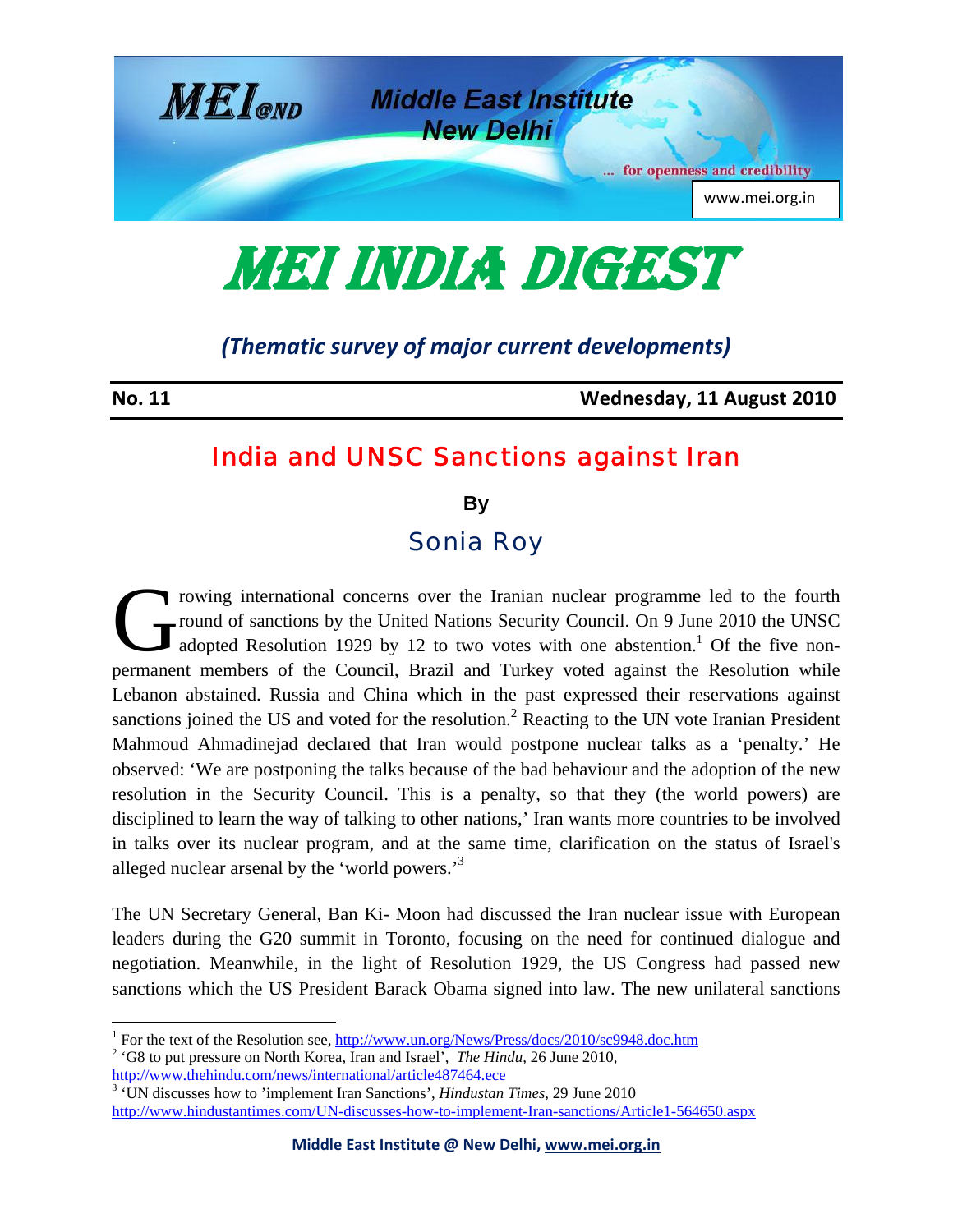Middle East Institute New Delhi

... for openness and credibility

www.mei.org.in

# MEI INDIA DIGEST

*(Thematic survey of major current developments)*

**No. 11** **Wednesday, 11 August 2010**

## India and UNSC Sanctions against Iran

**By**

### Sonia Roy

Growing international concerns over the Iranian nuclear programme led to the fourth round of sanctions by the United Nations Security Council. On 9 June 2010 the UNSC adopted Resolution 1929 by 12 to two votes with one abstention.[1] Of the five non-permanent members of the Council, Brazil and Turkey voted against the Resolution while Lebanon abstained. Russia and China which in the past expressed their reservations against sanctions joined the US and voted for the resolution.[2] Reacting to the UN vote Iranian President Mahmoud Ahmadinejad declared that Iran would postpone nuclear talks as a 'penalty.' He observed: 'We are postponing the talks because of the bad behaviour and the adoption of the new resolution in the Security Council. This is a penalty, so that they (the world powers) are disciplined to learn the way of talking to other nations,' Iran wants more countries to be involved in talks over its nuclear program, and at the same time, clarification on the status of Israel's alleged nuclear arsenal by the 'world powers.'[3]

The UN Secretary General, Ban Ki- Moon had discussed the Iran nuclear issue with European leaders during the G20 summit in Toronto, focusing on the need for continued dialogue and negotiation. Meanwhile, in the light of Resolution 1929, the US Congress had passed new sanctions which the US President Barack Obama signed into law. The new unilateral sanctions

---

[1] For the text of the Resolution see, http://www.un.org/News/Press/docs/2010/sc9948.doc.htm

[2] 'G8 to put pressure on North Korea, Iran and Israel', *The Hindu*, 26 June 2010, http://www.thehindu.com/news/international/article487464.ece

[3] 'UN discusses how to 'implement Iran Sanctions', *Hindustan Times*, 29 June 2010 http://www.hindustantimes.com/UN-discusses-how-to-implement-Iran-sanctions/Article1-564650.aspx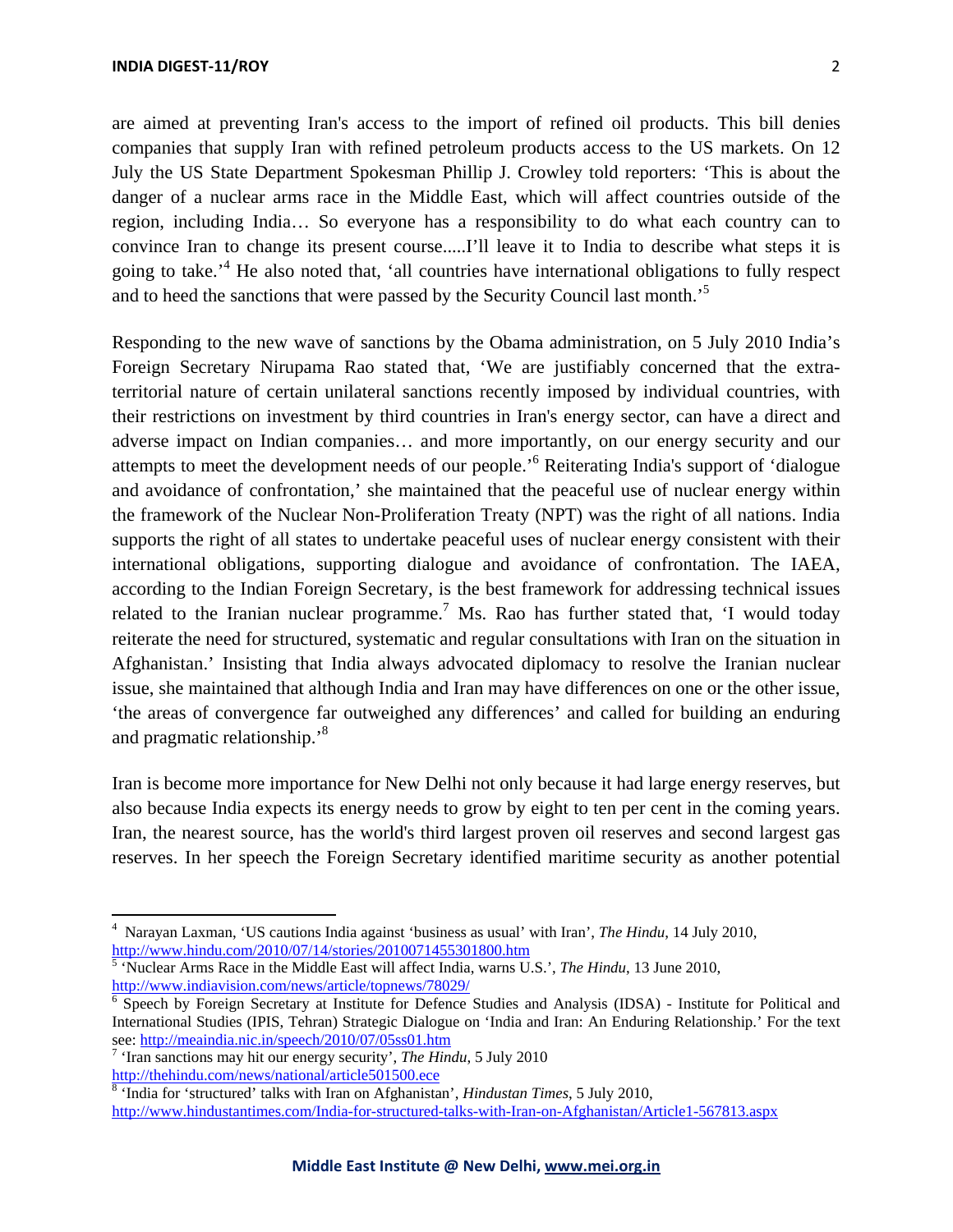are aimed at preventing Iran's access to the import of refined oil products. This bill denies companies that supply Iran with refined petroleum products access to the US markets. On 12 July the US State Department Spokesman Phillip J. Crowley told reporters: 'This is about the danger of a nuclear arms race in the Middle East, which will affect countries outside of the region, including India… So everyone has a responsibility to do what each country can to convince Iran to change its present course.....I'll leave it to India to describe what steps it is going to take.'[4] He also noted that, 'all countries have international obligations to fully respect and to heed the sanctions that were passed by the Security Council last month.'[5]

Responding to the new wave of sanctions by the Obama administration, on 5 July 2010 India's Foreign Secretary Nirupama Rao stated that, 'We are justifiably concerned that the extra-territorial nature of certain unilateral sanctions recently imposed by individual countries, with their restrictions on investment by third countries in Iran's energy sector, can have a direct and adverse impact on Indian companies… and more importantly, on our energy security and our attempts to meet the development needs of our people.'[6] Reiterating India's support of 'dialogue and avoidance of confrontation,' she maintained that the peaceful use of nuclear energy within the framework of the Nuclear Non-Proliferation Treaty (NPT) was the right of all nations. India supports the right of all states to undertake peaceful uses of nuclear energy consistent with their international obligations, supporting dialogue and avoidance of confrontation. The IAEA, according to the Indian Foreign Secretary, is the best framework for addressing technical issues related to the Iranian nuclear programme.[7] Ms. Rao has further stated that, 'I would today reiterate the need for structured, systematic and regular consultations with Iran on the situation in Afghanistan.' Insisting that India always advocated diplomacy to resolve the Iranian nuclear issue, she maintained that although India and Iran may have differences on one or the other issue, 'the areas of convergence far outweighed any differences' and called for building an enduring and pragmatic relationship.'[8]

Iran is become more importance for New Delhi not only because it had large energy reserves, but also because India expects its energy needs to grow by eight to ten per cent in the coming years. Iran, the nearest source, has the world's third largest proven oil reserves and second largest gas reserves. In her speech the Foreign Secretary identified maritime security as another potential

---

[4] Narayan Laxman, 'US cautions India against 'business as usual' with Iran', *The Hindu*, 14 July 2010, http://www.hindu.com/2010/07/14/stories/2010071455301800.htm

[5] 'Nuclear Arms Race in the Middle East will affect India, warns U.S.', *The Hindu*, 13 June 2010, http://www.indiavision.com/news/article/topnews/78029/

[6] Speech by Foreign Secretary at Institute for Defence Studies and Analysis (IDSA) - Institute for Political and International Studies (IPIS, Tehran) Strategic Dialogue on 'India and Iran: An Enduring Relationship.' For the text see: http://meaindia.nic.in/speech/2010/07/05ss01.htm

[7] 'Iran sanctions may hit our energy security', *The Hindu*, 5 July 2010 http://thehindu.com/news/national/article501500.ece

[8] 'India for 'structured' talks with Iran on Afghanistan', *Hindustan Times*, 5 July 2010, http://www.hindustantimes.com/India-for-structured-talks-with-Iran-on-Afghanistan/Article1-567813.aspx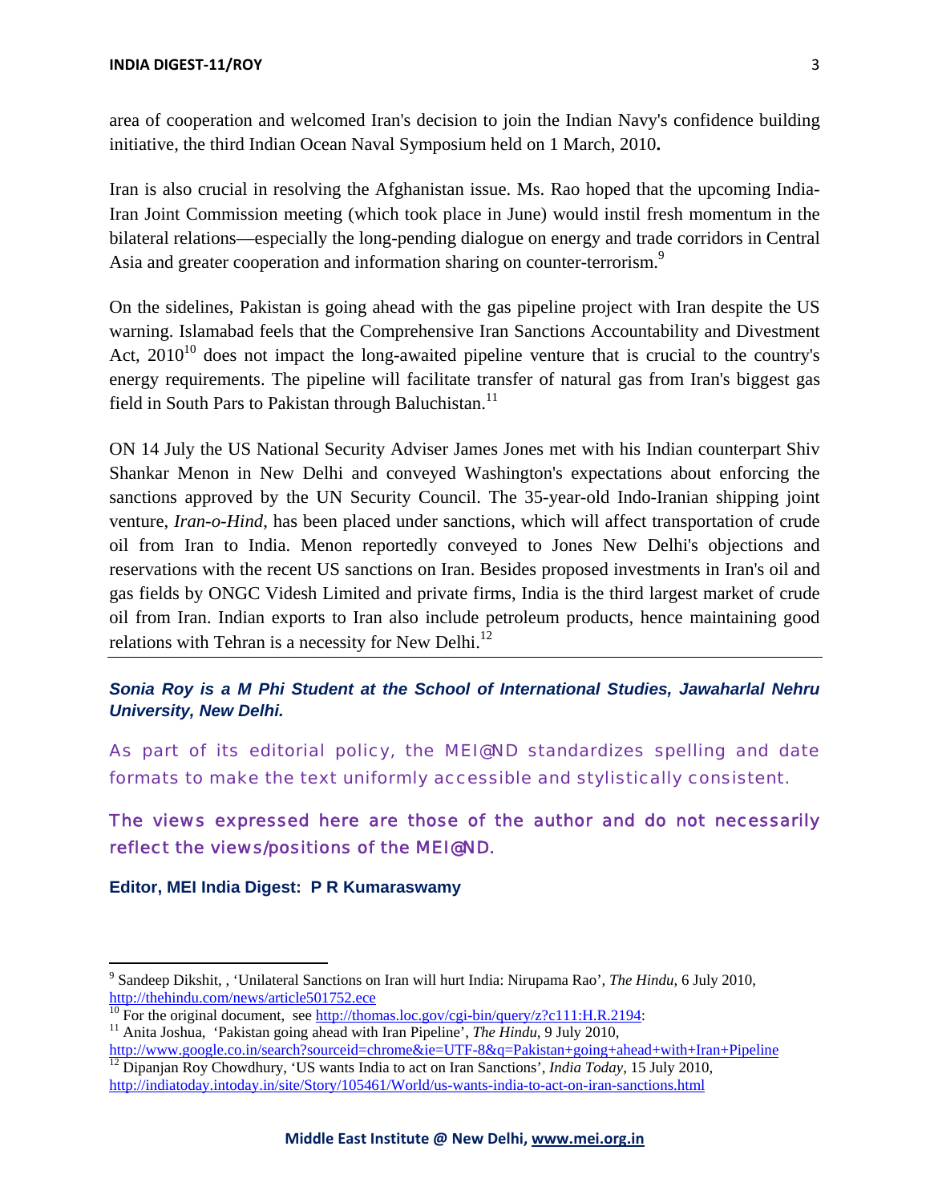area of cooperation and welcomed Iran's decision to join the Indian Navy's confidence building initiative, the third Indian Ocean Naval Symposium held on 1 March, 2010**.**

Iran is also crucial in resolving the Afghanistan issue. Ms. Rao hoped that the upcoming India-Iran Joint Commission meeting (which took place in June) would instil fresh momentum in the bilateral relations—especially the long-pending dialogue on energy and trade corridors in Central Asia and greater cooperation and information sharing on counter-terrorism.[9]

On the sidelines, Pakistan is going ahead with the gas pipeline project with Iran despite the US warning. Islamabad feels that the Comprehensive Iran Sanctions Accountability and Divestment Act, 2010[10] does not impact the long-awaited pipeline venture that is crucial to the country's energy requirements. The pipeline will facilitate transfer of natural gas from Iran's biggest gas field in South Pars to Pakistan through Baluchistan.[11]

ON 14 July the US National Security Adviser James Jones met with his Indian counterpart Shiv Shankar Menon in New Delhi and conveyed Washington's expectations about enforcing the sanctions approved by the UN Security Council. The 35-year-old Indo-Iranian shipping joint venture, *Iran-o-Hind*, has been placed under sanctions, which will affect transportation of crude oil from Iran to India. Menon reportedly conveyed to Jones New Delhi's objections and reservations with the recent US sanctions on Iran. Besides proposed investments in Iran's oil and gas fields by ONGC Videsh Limited and private firms, India is the third largest market of crude oil from Iran. Indian exports to Iran also include petroleum products, hence maintaining good relations with Tehran is a necessity for New Delhi.[12]

---

***Sonia Roy is a M Phi Student at the School of International Studies, Jawaharlal Nehru University, New Delhi.***

As part of its editorial policy, the MEI@ND standardizes spelling and date formats to make the text uniformly accessible and stylistically consistent.

The views expressed here are those of the author and do not necessarily reflect the views/positions of the MEI@ND.

**Editor, MEI India Digest: P R Kumaraswamy**

---

[9] Sandeep Dikshit, , 'Unilateral Sanctions on Iran will hurt India: Nirupama Rao', *The Hindu*, 6 July 2010, http://thehindu.com/news/article501752.ece

[10] For the original document, see http://thomas.loc.gov/cgi-bin/query/z?c111:H.R.2194:

[11] Anita Joshua, 'Pakistan going ahead with Iran Pipeline', *The Hindu*, 9 July 2010, http://www.google.co.in/search?sourceid=chrome&ie=UTF-8&q=Pakistan+going+ahead+with+Iran+Pipeline

[12] Dipanjan Roy Chowdhury, 'US wants India to act on Iran Sanctions', *India Today*, 15 July 2010, http://indiatoday.intoday.in/site/Story/105461/World/us-wants-india-to-act-on-iran-sanctions.html